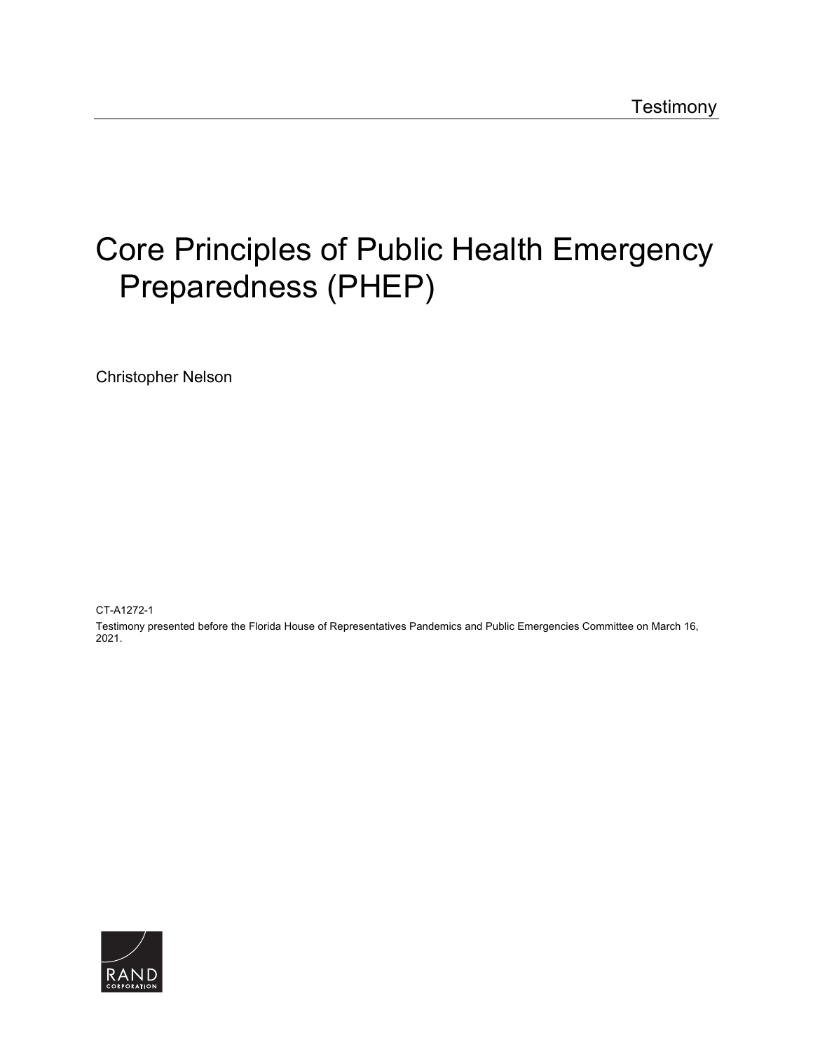Testimony

# Core Principles of Public Health Emergency Preparedness (PHEP)

Christopher Nelson

CT-A1272-1

Testimony presented before the Florida House of Representatives Pandemics and Public Emergencies Committee on March 16, 2021.

RAND CORPORATION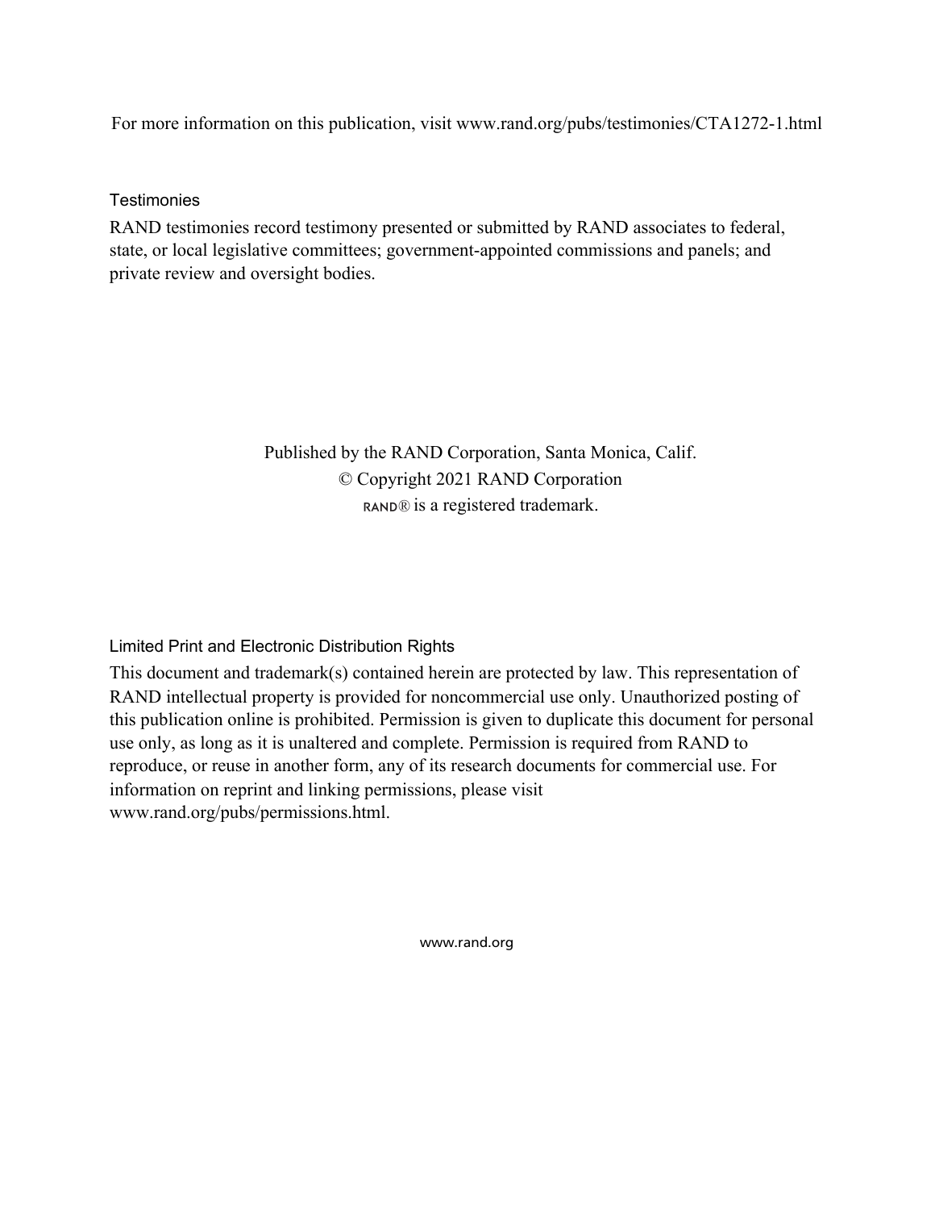For more information on this publication, visit www.rand.org/pubs/testimonies/CTA1272-1.html

### Testimonies

RAND testimonies record testimony presented or submitted by RAND associates to federal, state, or local legislative committees; government-appointed commissions and panels; and private review and oversight bodies.

Published by the RAND Corporation, Santa Monica, Calif.
© Copyright 2021 RAND Corporation
RAND® is a registered trademark.

### Limited Print and Electronic Distribution Rights

This document and trademark(s) contained herein are protected by law. This representation of RAND intellectual property is provided for noncommercial use only. Unauthorized posting of this publication online is prohibited. Permission is given to duplicate this document for personal use only, as long as it is unaltered and complete. Permission is required from RAND to reproduce, or reuse in another form, any of its research documents for commercial use. For information on reprint and linking permissions, please visit www.rand.org/pubs/permissions.html.

www.rand.org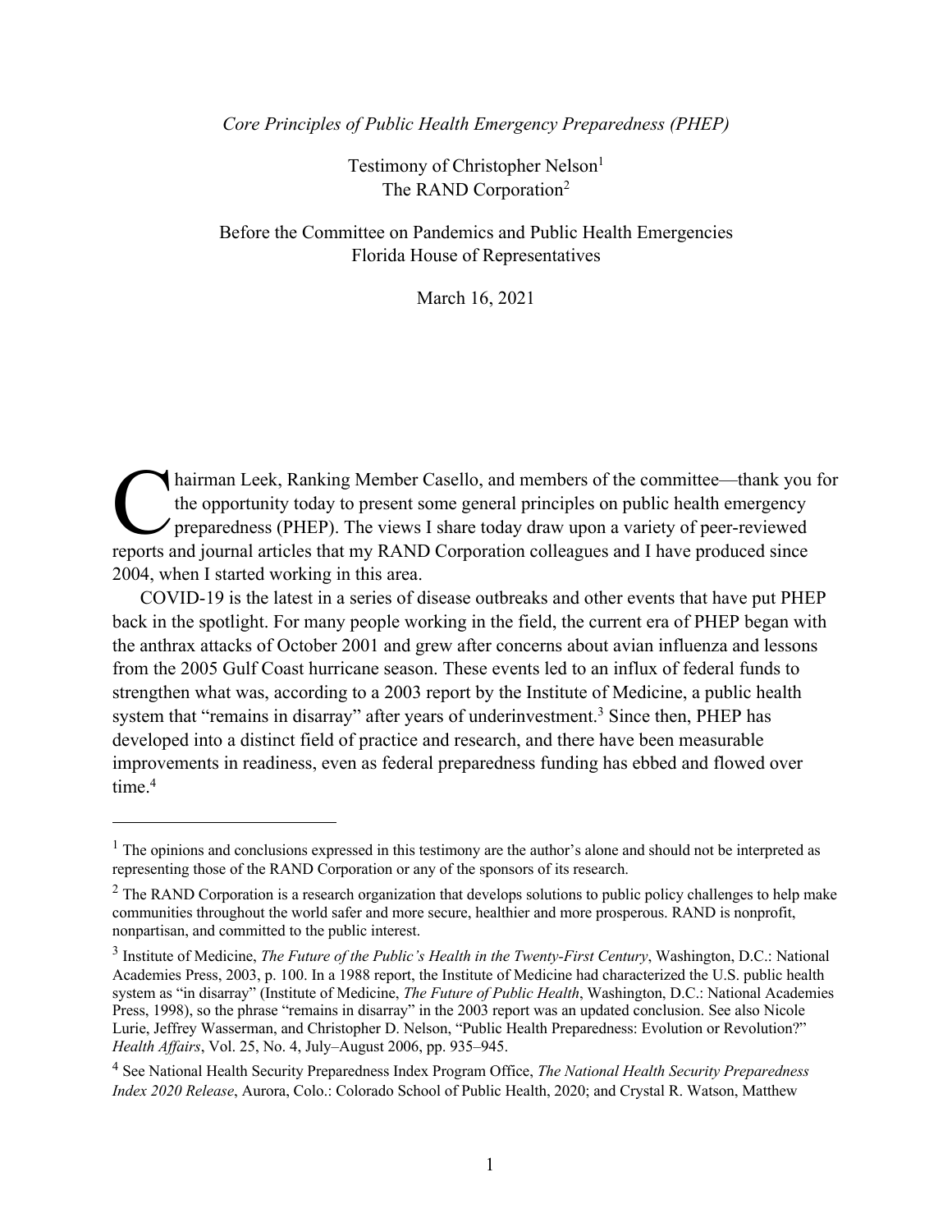*Core Principles of Public Health Emergency Preparedness (PHEP)*

Testimony of Christopher Nelson[1]
The RAND Corporation[2]

Before the Committee on Pandemics and Public Health Emergencies
Florida House of Representatives

March 16, 2021

Chairman Leek, Ranking Member Casello, and members of the committee—thank you for the opportunity today to present some general principles on public health emergency preparedness (PHEP). The views I share today draw upon a variety of peer-reviewed reports and journal articles that my RAND Corporation colleagues and I have produced since 2004, when I started working in this area.

COVID-19 is the latest in a series of disease outbreaks and other events that have put PHEP back in the spotlight. For many people working in the field, the current era of PHEP began with the anthrax attacks of October 2001 and grew after concerns about avian influenza and lessons from the 2005 Gulf Coast hurricane season. These events led to an influx of federal funds to strengthen what was, according to a 2003 report by the Institute of Medicine, a public health system that "remains in disarray" after years of underinvestment.[3] Since then, PHEP has developed into a distinct field of practice and research, and there have been measurable improvements in readiness, even as federal preparedness funding has ebbed and flowed over time.[4]

---

[1] The opinions and conclusions expressed in this testimony are the author's alone and should not be interpreted as representing those of the RAND Corporation or any of the sponsors of its research.

[2] The RAND Corporation is a research organization that develops solutions to public policy challenges to help make communities throughout the world safer and more secure, healthier and more prosperous. RAND is nonprofit, nonpartisan, and committed to the public interest.

[3] Institute of Medicine, *The Future of the Public's Health in the Twenty-First Century*, Washington, D.C.: National Academies Press, 2003, p. 100. In a 1988 report, the Institute of Medicine had characterized the U.S. public health system as "in disarray" (Institute of Medicine, *The Future of Public Health*, Washington, D.C.: National Academies Press, 1998), so the phrase "remains in disarray" in the 2003 report was an updated conclusion. See also Nicole Lurie, Jeffrey Wasserman, and Christopher D. Nelson, "Public Health Preparedness: Evolution or Revolution?" *Health Affairs*, Vol. 25, No. 4, July–August 2006, pp. 935–945.

[4] See National Health Security Preparedness Index Program Office, *The National Health Security Preparedness Index 2020 Release*, Aurora, Colo.: Colorado School of Public Health, 2020; and Crystal R. Watson, Matthew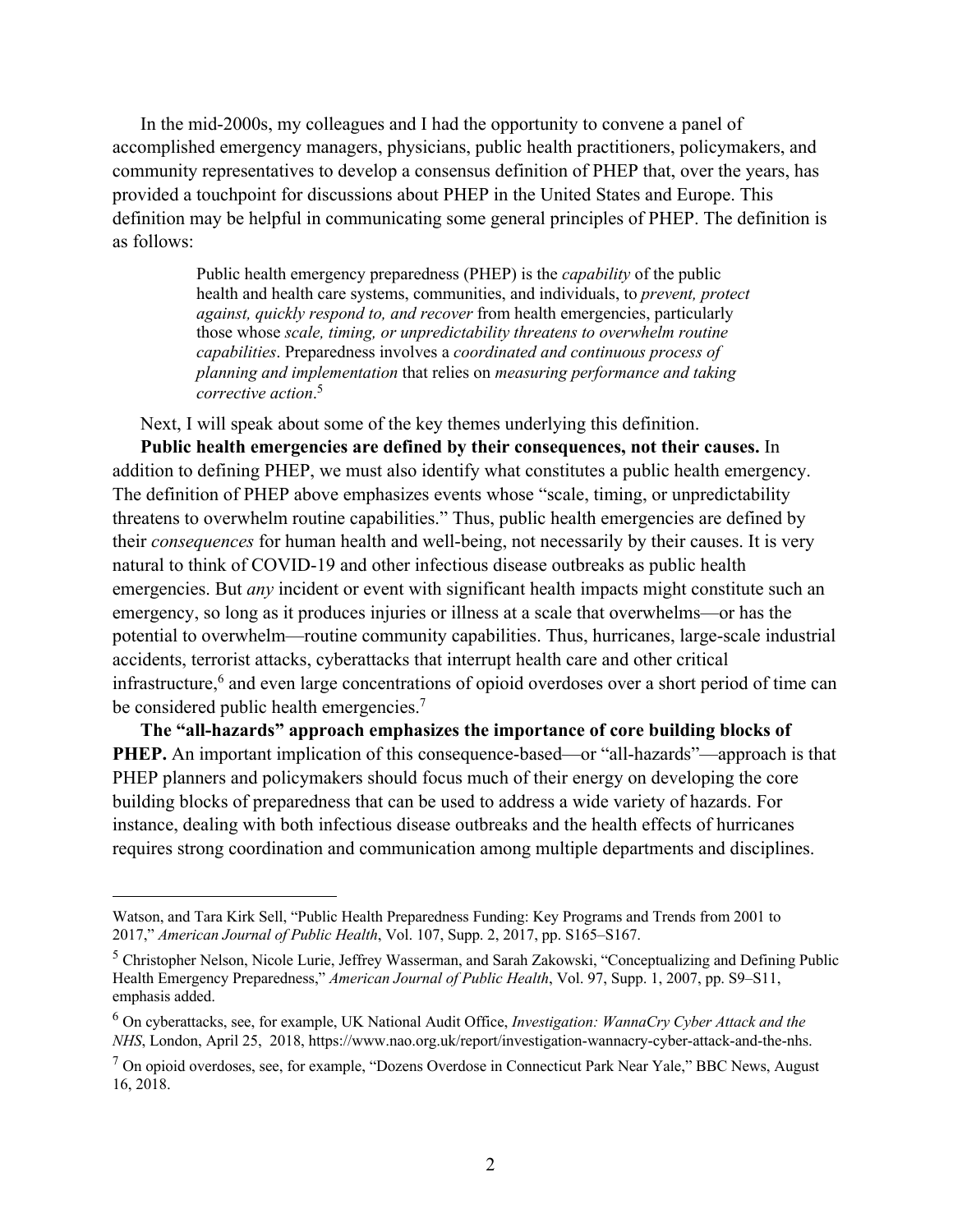In the mid-2000s, my colleagues and I had the opportunity to convene a panel of accomplished emergency managers, physicians, public health practitioners, policymakers, and community representatives to develop a consensus definition of PHEP that, over the years, has provided a touchpoint for discussions about PHEP in the United States and Europe. This definition may be helpful in communicating some general principles of PHEP. The definition is as follows:

> Public health emergency preparedness (PHEP) is the *capability* of the public health and health care systems, communities, and individuals, to *prevent, protect against, quickly respond to, and recover* from health emergencies, particularly those whose *scale, timing, or unpredictability threatens to overwhelm routine capabilities*. Preparedness involves a *coordinated and continuous process of planning and implementation* that relies on *measuring performance and taking corrective action*.[5]

Next, I will speak about some of the key themes underlying this definition.

**Public health emergencies are defined by their consequences, not their causes.** In addition to defining PHEP, we must also identify what constitutes a public health emergency. The definition of PHEP above emphasizes events whose "scale, timing, or unpredictability threatens to overwhelm routine capabilities." Thus, public health emergencies are defined by their *consequences* for human health and well-being, not necessarily by their causes. It is very natural to think of COVID-19 and other infectious disease outbreaks as public health emergencies. But *any* incident or event with significant health impacts might constitute such an emergency, so long as it produces injuries or illness at a scale that overwhelms—or has the potential to overwhelm—routine community capabilities. Thus, hurricanes, large-scale industrial accidents, terrorist attacks, cyberattacks that interrupt health care and other critical infrastructure,[6] and even large concentrations of opioid overdoses over a short period of time can be considered public health emergencies.[7]

**The "all-hazards" approach emphasizes the importance of core building blocks of PHEP.** An important implication of this consequence-based—or "all-hazards"—approach is that PHEP planners and policymakers should focus much of their energy on developing the core building blocks of preparedness that can be used to address a wide variety of hazards. For instance, dealing with both infectious disease outbreaks and the health effects of hurricanes requires strong coordination and communication among multiple departments and disciplines.

---

Watson, and Tara Kirk Sell, "Public Health Preparedness Funding: Key Programs and Trends from 2001 to 2017," *American Journal of Public Health*, Vol. 107, Supp. 2, 2017, pp. S165–S167.

[5] Christopher Nelson, Nicole Lurie, Jeffrey Wasserman, and Sarah Zakowski, "Conceptualizing and Defining Public Health Emergency Preparedness," *American Journal of Public Health*, Vol. 97, Supp. 1, 2007, pp. S9–S11, emphasis added.

[6] On cyberattacks, see, for example, UK National Audit Office, *Investigation: WannaCry Cyber Attack and the NHS*, London, April 25, 2018, https://www.nao.org.uk/report/investigation-wannacry-cyber-attack-and-the-nhs.

[7] On opioid overdoses, see, for example, "Dozens Overdose in Connecticut Park Near Yale," BBC News, August 16, 2018.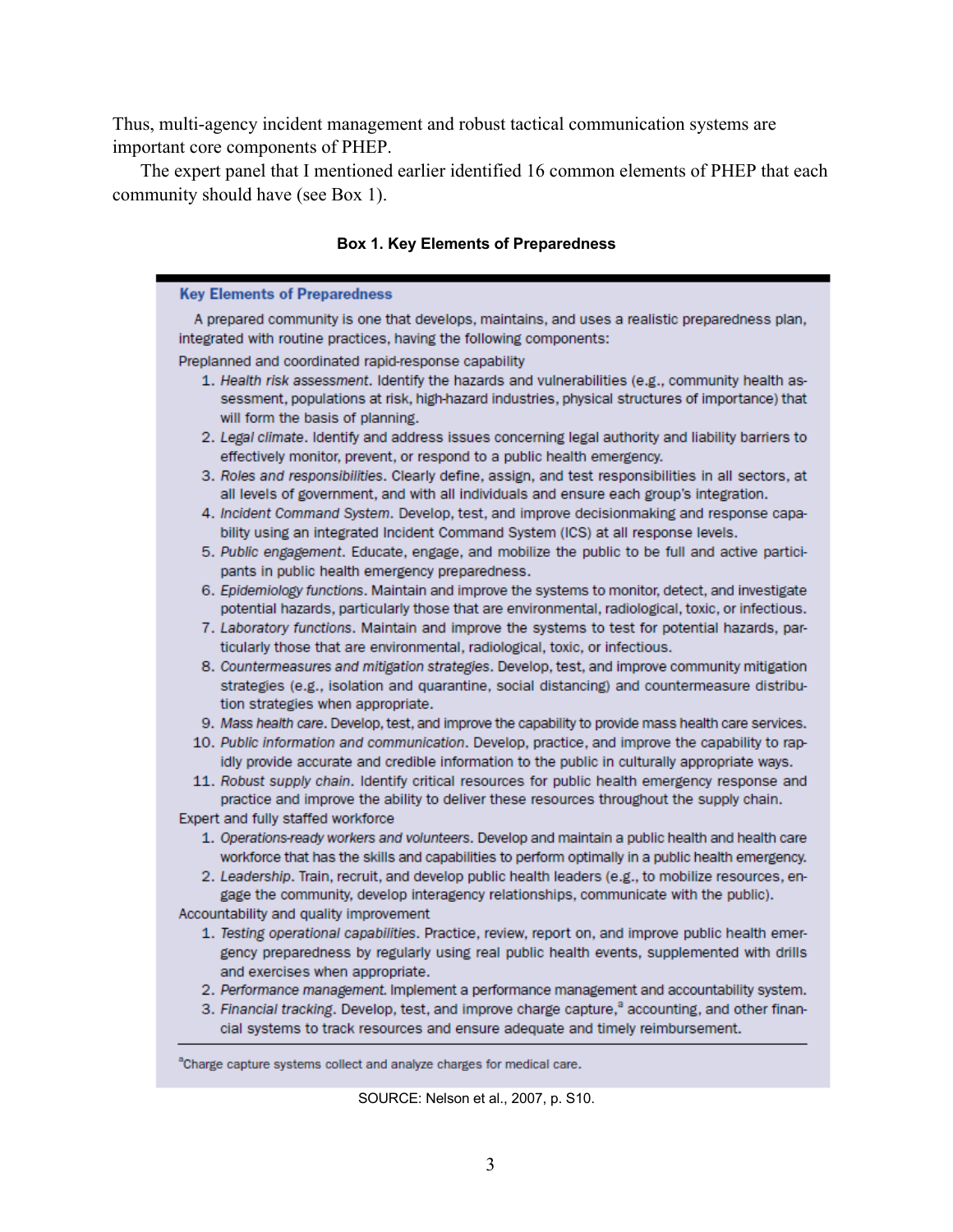Thus, multi-agency incident management and robust tactical communication systems are important core components of PHEP.

The expert panel that I mentioned earlier identified 16 common elements of PHEP that each community should have (see Box 1).

**Box 1. Key Elements of Preparedness**

**Key Elements of Preparedness**

A prepared community is one that develops, maintains, and uses a realistic preparedness plan, integrated with routine practices, having the following components:

Preplanned and coordinated rapid-response capability

1. *Health risk assessment*. Identify the hazards and vulnerabilities (e.g., community health assessment, populations at risk, high-hazard industries, physical structures of importance) that will form the basis of planning.
2. *Legal climate*. Identify and address issues concerning legal authority and liability barriers to effectively monitor, prevent, or respond to a public health emergency.
3. *Roles and responsibilities*. Clearly define, assign, and test responsibilities in all sectors, at all levels of government, and with all individuals and ensure each group's integration.
4. *Incident Command System*. Develop, test, and improve decisionmaking and response capability using an integrated Incident Command System (ICS) at all response levels.
5. *Public engagement*. Educate, engage, and mobilize the public to be full and active participants in public health emergency preparedness.
6. *Epidemiology functions*. Maintain and improve the systems to monitor, detect, and investigate potential hazards, particularly those that are environmental, radiological, toxic, or infectious.
7. *Laboratory functions*. Maintain and improve the systems to test for potential hazards, particularly those that are environmental, radiological, toxic, or infectious.
8. *Countermeasures and mitigation strategies*. Develop, test, and improve community mitigation strategies (e.g., isolation and quarantine, social distancing) and countermeasure distribution strategies when appropriate.
9. *Mass health care*. Develop, test, and improve the capability to provide mass health care services.
10. *Public information and communication*. Develop, practice, and improve the capability to rapidly provide accurate and credible information to the public in culturally appropriate ways.
11. *Robust supply chain*. Identify critical resources for public health emergency response and practice and improve the ability to deliver these resources throughout the supply chain.

Expert and fully staffed workforce

1. *Operations-ready workers and volunteers*. Develop and maintain a public health and health care workforce that has the skills and capabilities to perform optimally in a public health emergency.
2. *Leadership*. Train, recruit, and develop public health leaders (e.g., to mobilize resources, engage the community, develop interagency relationships, communicate with the public).

Accountability and quality improvement

1. *Testing operational capabilities*. Practice, review, report on, and improve public health emergency preparedness by regularly using real public health events, supplemented with drills and exercises when appropriate.
2. *Performance management*. Implement a performance management and accountability system.
3. *Financial tracking*. Develop, test, and improve charge capture,[a] accounting, and other financial systems to track resources and ensure adequate and timely reimbursement.

[a]Charge capture systems collect and analyze charges for medical care.

SOURCE: Nelson et al., 2007, p. S10.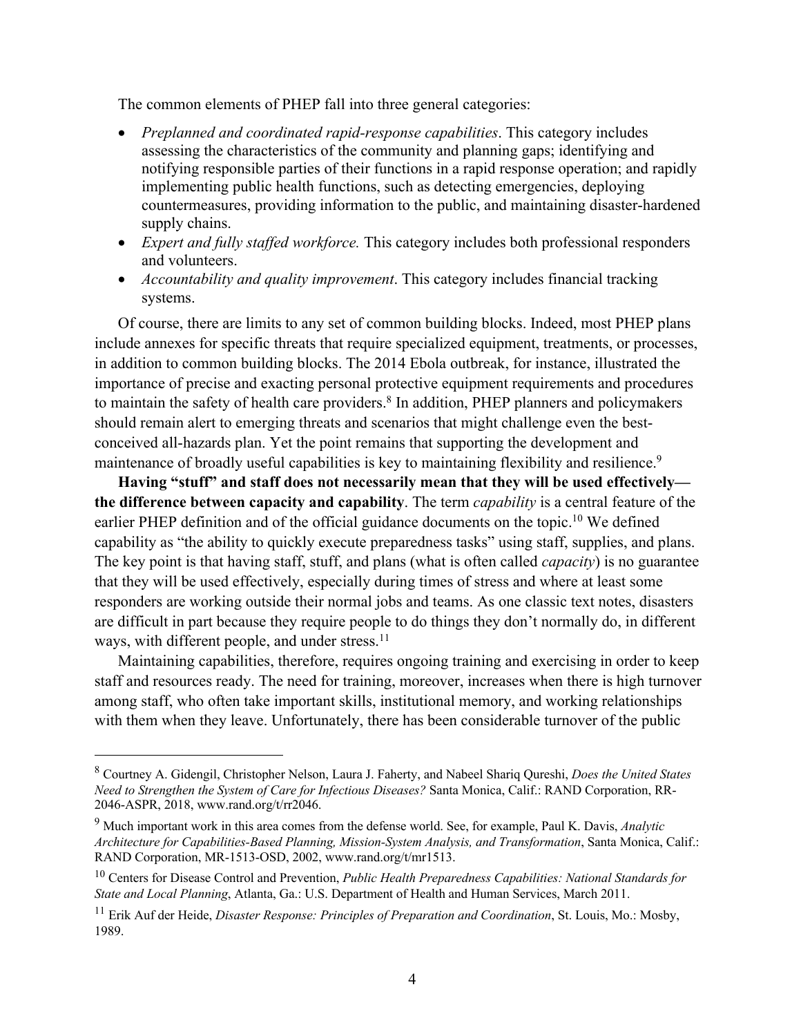The common elements of PHEP fall into three general categories:

- *Preplanned and coordinated rapid-response capabilities*. This category includes assessing the characteristics of the community and planning gaps; identifying and notifying responsible parties of their functions in a rapid response operation; and rapidly implementing public health functions, such as detecting emergencies, deploying countermeasures, providing information to the public, and maintaining disaster-hardened supply chains.
- *Expert and fully staffed workforce.* This category includes both professional responders and volunteers.
- *Accountability and quality improvement*. This category includes financial tracking systems.

Of course, there are limits to any set of common building blocks. Indeed, most PHEP plans include annexes for specific threats that require specialized equipment, treatments, or processes, in addition to common building blocks. The 2014 Ebola outbreak, for instance, illustrated the importance of precise and exacting personal protective equipment requirements and procedures to maintain the safety of health care providers.[8] In addition, PHEP planners and policymakers should remain alert to emerging threats and scenarios that might challenge even the best-conceived all-hazards plan. Yet the point remains that supporting the development and maintenance of broadly useful capabilities is key to maintaining flexibility and resilience.[9]

**Having "stuff" and staff does not necessarily mean that they will be used effectively—the difference between capacity and capability**. The term *capability* is a central feature of the earlier PHEP definition and of the official guidance documents on the topic.[10] We defined capability as "the ability to quickly execute preparedness tasks" using staff, supplies, and plans. The key point is that having staff, stuff, and plans (what is often called *capacity*) is no guarantee that they will be used effectively, especially during times of stress and where at least some responders are working outside their normal jobs and teams. As one classic text notes, disasters are difficult in part because they require people to do things they don't normally do, in different ways, with different people, and under stress.[11]

Maintaining capabilities, therefore, requires ongoing training and exercising in order to keep staff and resources ready. The need for training, moreover, increases when there is high turnover among staff, who often take important skills, institutional memory, and working relationships with them when they leave. Unfortunately, there has been considerable turnover of the public

---

[8] Courtney A. Gidengil, Christopher Nelson, Laura J. Faherty, and Nabeel Shariq Qureshi, *Does the United States Need to Strengthen the System of Care for Infectious Diseases?* Santa Monica, Calif.: RAND Corporation, RR-2046-ASPR, 2018, www.rand.org/t/rr2046.

[9] Much important work in this area comes from the defense world. See, for example, Paul K. Davis, *Analytic Architecture for Capabilities-Based Planning, Mission-System Analysis, and Transformation*, Santa Monica, Calif.: RAND Corporation, MR-1513-OSD, 2002, www.rand.org/t/mr1513.

[10] Centers for Disease Control and Prevention, *Public Health Preparedness Capabilities: National Standards for State and Local Planning*, Atlanta, Ga.: U.S. Department of Health and Human Services, March 2011.

[11] Erik Auf der Heide, *Disaster Response: Principles of Preparation and Coordination*, St. Louis, Mo.: Mosby, 1989.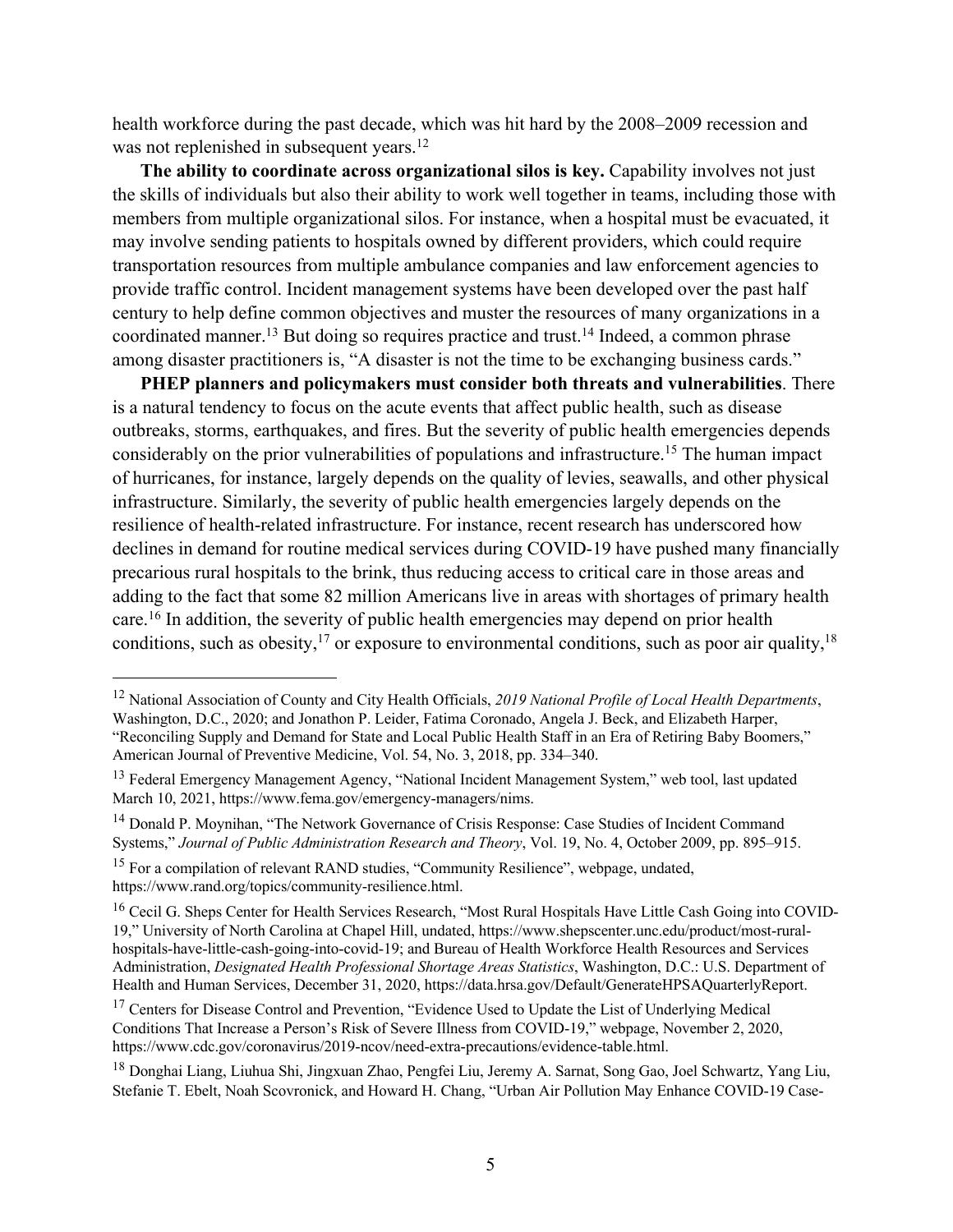health workforce during the past decade, which was hit hard by the 2008–2009 recession and was not replenished in subsequent years.[12]

**The ability to coordinate across organizational silos is key.** Capability involves not just the skills of individuals but also their ability to work well together in teams, including those with members from multiple organizational silos. For instance, when a hospital must be evacuated, it may involve sending patients to hospitals owned by different providers, which could require transportation resources from multiple ambulance companies and law enforcement agencies to provide traffic control. Incident management systems have been developed over the past half century to help define common objectives and muster the resources of many organizations in a coordinated manner.[13] But doing so requires practice and trust.[14] Indeed, a common phrase among disaster practitioners is, "A disaster is not the time to be exchanging business cards."

**PHEP planners and policymakers must consider both threats and vulnerabilities**. There is a natural tendency to focus on the acute events that affect public health, such as disease outbreaks, storms, earthquakes, and fires. But the severity of public health emergencies depends considerably on the prior vulnerabilities of populations and infrastructure.[15] The human impact of hurricanes, for instance, largely depends on the quality of levies, seawalls, and other physical infrastructure. Similarly, the severity of public health emergencies largely depends on the resilience of health-related infrastructure. For instance, recent research has underscored how declines in demand for routine medical services during COVID-19 have pushed many financially precarious rural hospitals to the brink, thus reducing access to critical care in those areas and adding to the fact that some 82 million Americans live in areas with shortages of primary health care.[16] In addition, the severity of public health emergencies may depend on prior health conditions, such as obesity,[17] or exposure to environmental conditions, such as poor air quality,[18]

---

[12] National Association of County and City Health Officials, *2019 National Profile of Local Health Departments*, Washington, D.C., 2020; and Jonathon P. Leider, Fatima Coronado, Angela J. Beck, and Elizabeth Harper, "Reconciling Supply and Demand for State and Local Public Health Staff in an Era of Retiring Baby Boomers," American Journal of Preventive Medicine, Vol. 54, No. 3, 2018, pp. 334–340.

[13] Federal Emergency Management Agency, "National Incident Management System," web tool, last updated March 10, 2021, https://www.fema.gov/emergency-managers/nims.

[14] Donald P. Moynihan, "The Network Governance of Crisis Response: Case Studies of Incident Command Systems," *Journal of Public Administration Research and Theory*, Vol. 19, No. 4, October 2009, pp. 895–915.

[15] For a compilation of relevant RAND studies, "Community Resilience", webpage, undated, https://www.rand.org/topics/community-resilience.html.

[16] Cecil G. Sheps Center for Health Services Research, "Most Rural Hospitals Have Little Cash Going into COVID-19," University of North Carolina at Chapel Hill, undated, https://www.shepscenter.unc.edu/product/most-rural-hospitals-have-little-cash-going-into-covid-19; and Bureau of Health Workforce Health Resources and Services Administration, *Designated Health Professional Shortage Areas Statistics*, Washington, D.C.: U.S. Department of Health and Human Services, December 31, 2020, https://data.hrsa.gov/Default/GenerateHPSAQuarterlyReport.

[17] Centers for Disease Control and Prevention, "Evidence Used to Update the List of Underlying Medical Conditions That Increase a Person's Risk of Severe Illness from COVID-19," webpage, November 2, 2020, https://www.cdc.gov/coronavirus/2019-ncov/need-extra-precautions/evidence-table.html.

[18] Donghai Liang, Liuhua Shi, Jingxuan Zhao, Pengfei Liu, Jeremy A. Sarnat, Song Gao, Joel Schwartz, Yang Liu, Stefanie T. Ebelt, Noah Scovronick, and Howard H. Chang, "Urban Air Pollution May Enhance COVID-19 Case-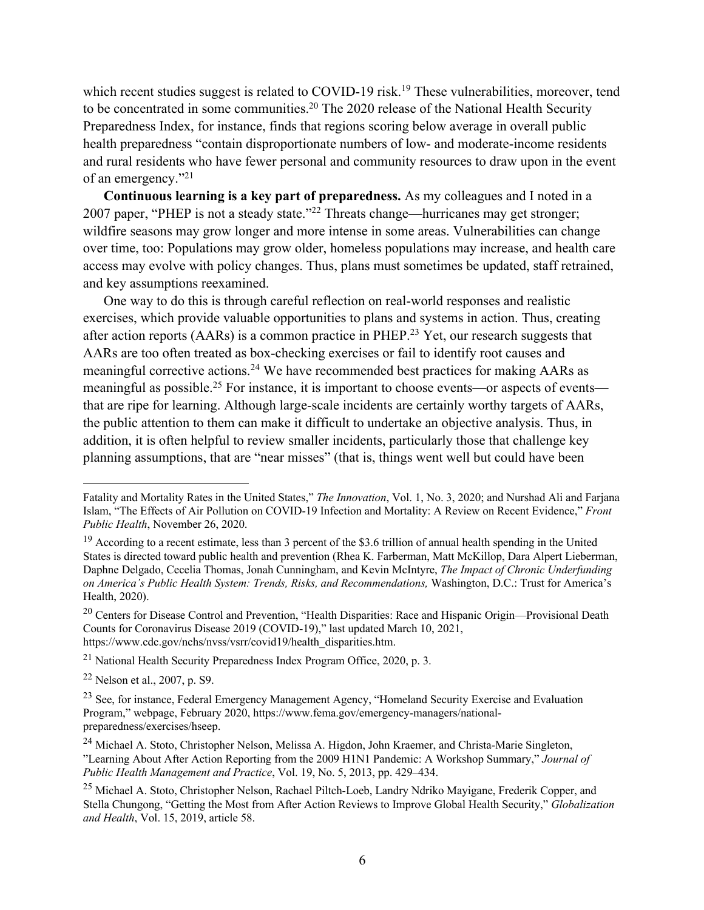which recent studies suggest is related to COVID-19 risk.[19] These vulnerabilities, moreover, tend to be concentrated in some communities.[20] The 2020 release of the National Health Security Preparedness Index, for instance, finds that regions scoring below average in overall public health preparedness "contain disproportionate numbers of low- and moderate-income residents and rural residents who have fewer personal and community resources to draw upon in the event of an emergency."[21]

**Continuous learning is a key part of preparedness.** As my colleagues and I noted in a 2007 paper, "PHEP is not a steady state."[22] Threats change—hurricanes may get stronger; wildfire seasons may grow longer and more intense in some areas. Vulnerabilities can change over time, too: Populations may grow older, homeless populations may increase, and health care access may evolve with policy changes. Thus, plans must sometimes be updated, staff retrained, and key assumptions reexamined.

One way to do this is through careful reflection on real-world responses and realistic exercises, which provide valuable opportunities to plans and systems in action. Thus, creating after action reports (AARs) is a common practice in PHEP.[23] Yet, our research suggests that AARs are too often treated as box-checking exercises or fail to identify root causes and meaningful corrective actions.[24] We have recommended best practices for making AARs as meaningful as possible.[25] For instance, it is important to choose events—or aspects of events—that are ripe for learning. Although large-scale incidents are certainly worthy targets of AARs, the public attention to them can make it difficult to undertake an objective analysis. Thus, in addition, it is often helpful to review smaller incidents, particularly those that challenge key planning assumptions, that are "near misses" (that is, things went well but could have been

---

Fatality and Mortality Rates in the United States," *The Innovation*, Vol. 1, No. 3, 2020; and Nurshad Ali and Farjana Islam, "The Effects of Air Pollution on COVID-19 Infection and Mortality: A Review on Recent Evidence," *Front Public Health*, November 26, 2020.

[19] According to a recent estimate, less than 3 percent of the $3.6 trillion of annual health spending in the United States is directed toward public health and prevention (Rhea K. Farberman, Matt McKillop, Dara Alpert Lieberman, Daphne Delgado, Cecelia Thomas, Jonah Cunningham, and Kevin McIntyre, *The Impact of Chronic Underfunding on America's Public Health System: Trends, Risks, and Recommendations,* Washington, D.C.: Trust for America's Health, 2020).

[20] Centers for Disease Control and Prevention, "Health Disparities: Race and Hispanic Origin—Provisional Death Counts for Coronavirus Disease 2019 (COVID-19)," last updated March 10, 2021, https://www.cdc.gov/nchs/nvss/vsrr/covid19/health_disparities.htm.

[21] National Health Security Preparedness Index Program Office, 2020, p. 3.

[22] Nelson et al., 2007, p. S9.

[23] See, for instance, Federal Emergency Management Agency, "Homeland Security Exercise and Evaluation Program," webpage, February 2020, https://www.fema.gov/emergency-managers/national-preparedness/exercises/hseep.

[24] Michael A. Stoto, Christopher Nelson, Melissa A. Higdon, John Kraemer, and Christa-Marie Singleton, "Learning About After Action Reporting from the 2009 H1N1 Pandemic: A Workshop Summary," *Journal of Public Health Management and Practice*, Vol. 19, No. 5, 2013, pp. 429–434.

[25] Michael A. Stoto, Christopher Nelson, Rachael Piltch-Loeb, Landry Ndriko Mayigane, Frederik Copper, and Stella Chungong, "Getting the Most from After Action Reviews to Improve Global Health Security," *Globalization and Health*, Vol. 15, 2019, article 58.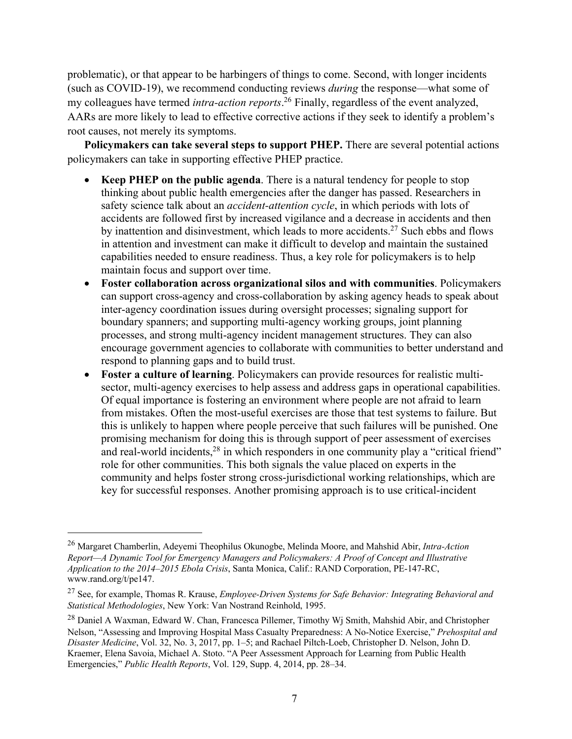problematic), or that appear to be harbingers of things to come. Second, with longer incidents (such as COVID-19), we recommend conducting reviews *during* the response—what some of my colleagues have termed *intra-action reports*.[26] Finally, regardless of the event analyzed, AARs are more likely to lead to effective corrective actions if they seek to identify a problem's root causes, not merely its symptoms.

**Policymakers can take several steps to support PHEP.** There are several potential actions policymakers can take in supporting effective PHEP practice.

- **Keep PHEP on the public agenda**. There is a natural tendency for people to stop thinking about public health emergencies after the danger has passed. Researchers in safety science talk about an *accident-attention cycle*, in which periods with lots of accidents are followed first by increased vigilance and a decrease in accidents and then by inattention and disinvestment, which leads to more accidents.[27] Such ebbs and flows in attention and investment can make it difficult to develop and maintain the sustained capabilities needed to ensure readiness. Thus, a key role for policymakers is to help maintain focus and support over time.
- **Foster collaboration across organizational silos and with communities**. Policymakers can support cross-agency and cross-collaboration by asking agency heads to speak about inter-agency coordination issues during oversight processes; signaling support for boundary spanners; and supporting multi-agency working groups, joint planning processes, and strong multi-agency incident management structures. They can also encourage government agencies to collaborate with communities to better understand and respond to planning gaps and to build trust.
- **Foster a culture of learning**. Policymakers can provide resources for realistic multi-sector, multi-agency exercises to help assess and address gaps in operational capabilities. Of equal importance is fostering an environment where people are not afraid to learn from mistakes. Often the most-useful exercises are those that test systems to failure. But this is unlikely to happen where people perceive that such failures will be punished. One promising mechanism for doing this is through support of peer assessment of exercises and real-world incidents,[28] in which responders in one community play a "critical friend" role for other communities. This both signals the value placed on experts in the community and helps foster strong cross-jurisdictional working relationships, which are key for successful responses. Another promising approach is to use critical-incident

---

[26] Margaret Chamberlin, Adeyemi Theophilus Okunogbe, Melinda Moore, and Mahshid Abir, *Intra-Action Report—A Dynamic Tool for Emergency Managers and Policymakers: A Proof of Concept and Illustrative Application to the 2014–2015 Ebola Crisis*, Santa Monica, Calif.: RAND Corporation, PE-147-RC, www.rand.org/t/pe147.

[27] See, for example, Thomas R. Krause, *Employee-Driven Systems for Safe Behavior: Integrating Behavioral and Statistical Methodologies*, New York: Van Nostrand Reinhold, 1995.

[28] Daniel A Waxman, Edward W. Chan, Francesca Pillemer, Timothy Wj Smith, Mahshid Abir, and Christopher Nelson, "Assessing and Improving Hospital Mass Casualty Preparedness: A No-Notice Exercise," *Prehospital and Disaster Medicine*, Vol. 32, No. 3, 2017, pp. 1–5; and Rachael Piltch-Loeb, Christopher D. Nelson, John D. Kraemer, Elena Savoia, Michael A. Stoto. "A Peer Assessment Approach for Learning from Public Health Emergencies," *Public Health Reports*, Vol. 129, Supp. 4, 2014, pp. 28–34.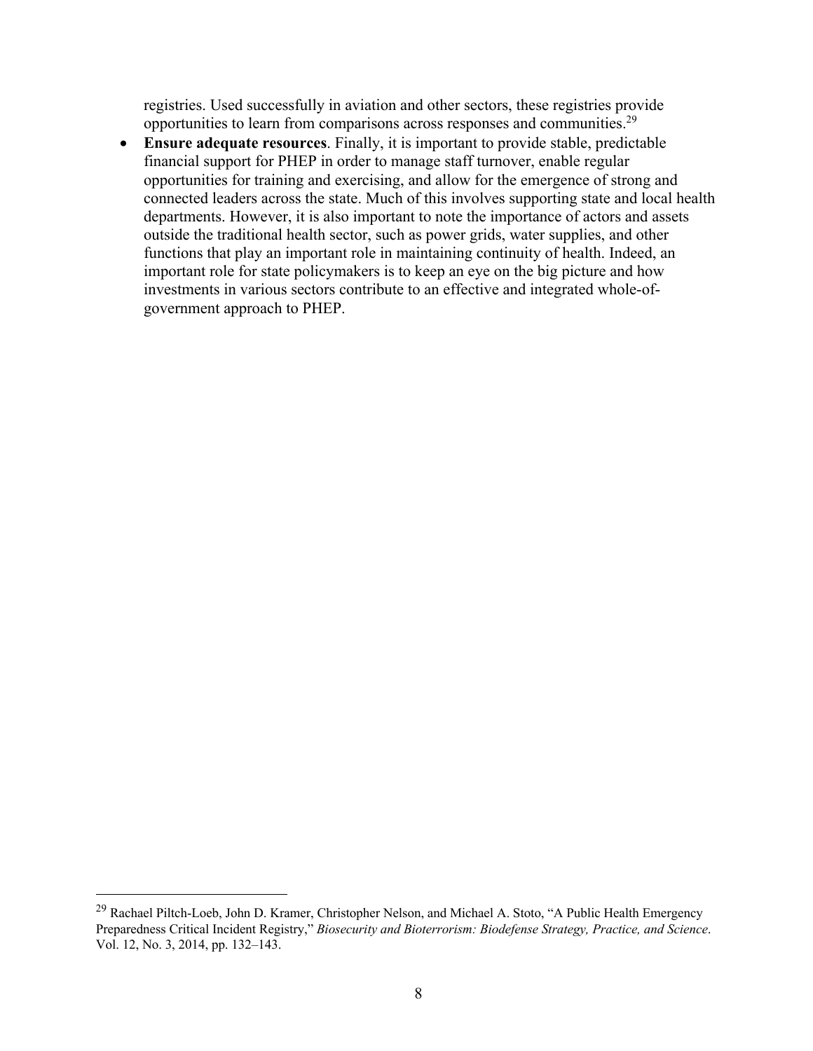registries. Used successfully in aviation and other sectors, these registries provide opportunities to learn from comparisons across responses and communities.[29]

- **Ensure adequate resources**. Finally, it is important to provide stable, predictable financial support for PHEP in order to manage staff turnover, enable regular opportunities for training and exercising, and allow for the emergence of strong and connected leaders across the state. Much of this involves supporting state and local health departments. However, it is also important to note the importance of actors and assets outside the traditional health sector, such as power grids, water supplies, and other functions that play an important role in maintaining continuity of health. Indeed, an important role for state policymakers is to keep an eye on the big picture and how investments in various sectors contribute to an effective and integrated whole-of-government approach to PHEP.

---

[29] Rachael Piltch-Loeb, John D. Kramer, Christopher Nelson, and Michael A. Stoto, "A Public Health Emergency Preparedness Critical Incident Registry," *Biosecurity and Bioterrorism: Biodefense Strategy, Practice, and Science*. Vol. 12, No. 3, 2014, pp. 132–143.